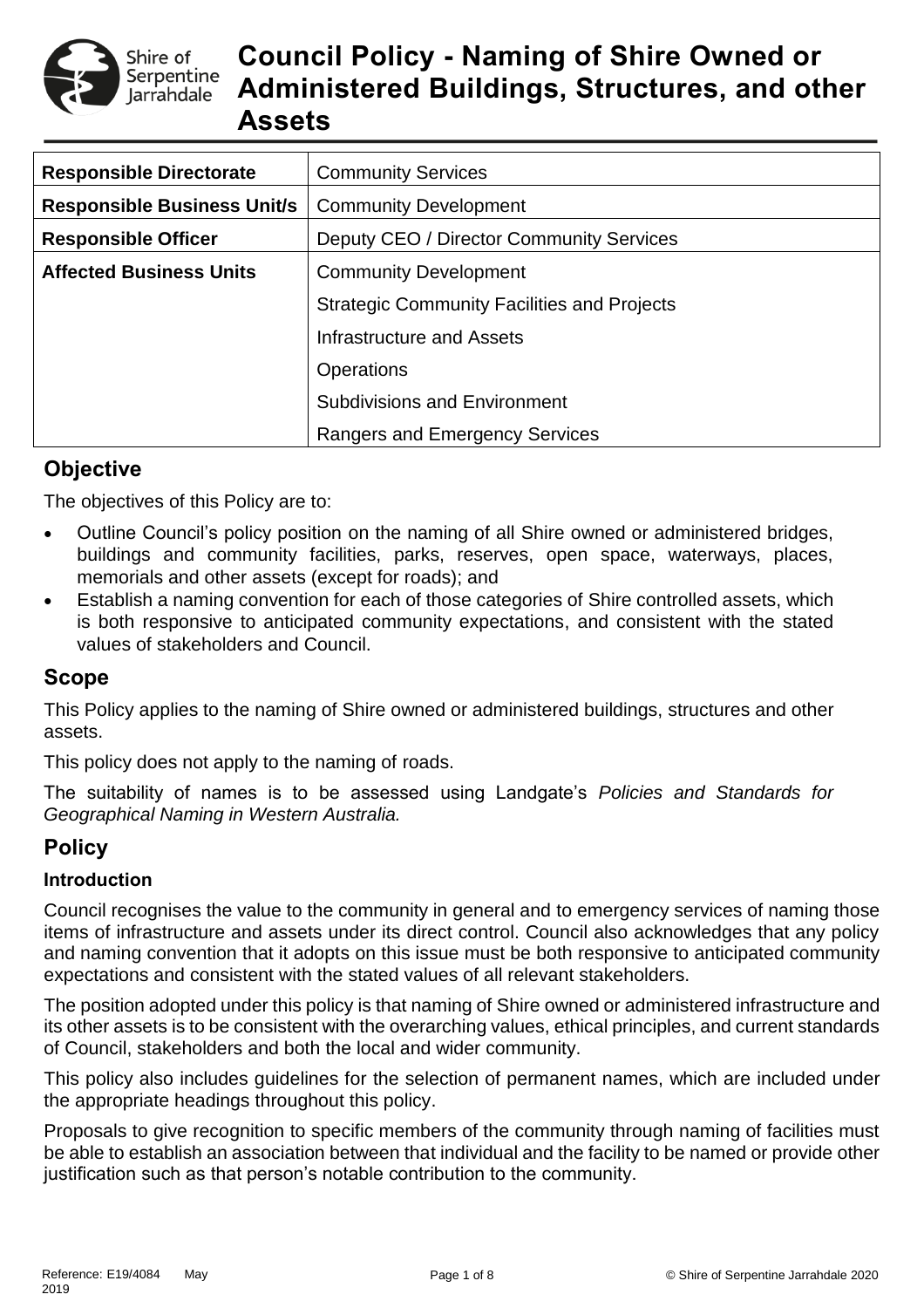# Council Policy - Naming of Shire Owned or Administered Buildings, Structures, and other Assets

| **Responsible Directorate** | Community Services |
|---|---|
| **Responsible Business Unit/s** | Community Development |
| **Responsible Officer** | Deputy CEO / Director Community Services |
| **Affected Business Units** | Community Development<br>Strategic Community Facilities and Projects<br>Infrastructure and Assets<br>Operations<br>Subdivisions and Environment<br>Rangers and Emergency Services |

## Objective

The objectives of this Policy are to:

- Outline Council's policy position on the naming of all Shire owned or administered bridges, buildings and community facilities, parks, reserves, open space, waterways, places, memorials and other assets (except for roads); and
- Establish a naming convention for each of those categories of Shire controlled assets, which is both responsive to anticipated community expectations, and consistent with the stated values of stakeholders and Council.

## Scope

This Policy applies to the naming of Shire owned or administered buildings, structures and other assets.

This policy does not apply to the naming of roads.

The suitability of names is to be assessed using Landgate's *Policies and Standards for Geographical Naming in Western Australia.*

## Policy

### Introduction

Council recognises the value to the community in general and to emergency services of naming those items of infrastructure and assets under its direct control. Council also acknowledges that any policy and naming convention that it adopts on this issue must be both responsive to anticipated community expectations and consistent with the stated values of all relevant stakeholders.

The position adopted under this policy is that naming of Shire owned or administered infrastructure and its other assets is to be consistent with the overarching values, ethical principles, and current standards of Council, stakeholders and both the local and wider community.

This policy also includes guidelines for the selection of permanent names, which are included under the appropriate headings throughout this policy.

Proposals to give recognition to specific members of the community through naming of facilities must be able to establish an association between that individual and the facility to be named or provide other justification such as that person's notable contribution to the community.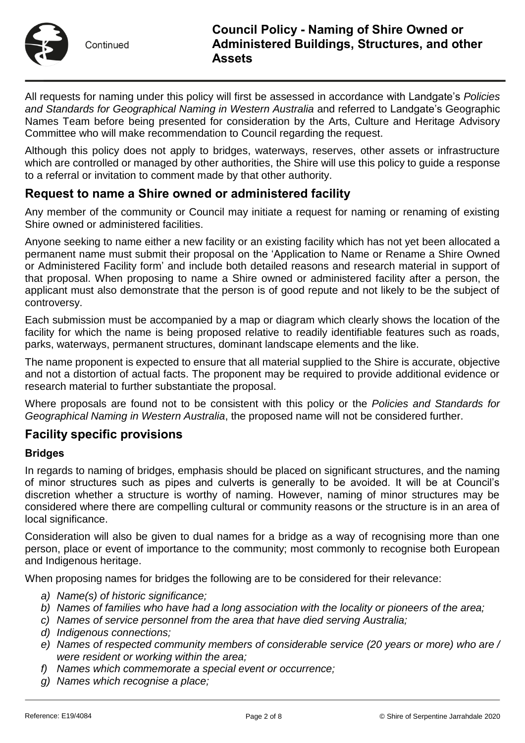All requests for naming under this policy will first be assessed in accordance with Landgate's *Policies and Standards for Geographical Naming in Western Australia* and referred to Landgate's Geographic Names Team before being presented for consideration by the Arts, Culture and Heritage Advisory Committee who will make recommendation to Council regarding the request.

Although this policy does not apply to bridges, waterways, reserves, other assets or infrastructure which are controlled or managed by other authorities, the Shire will use this policy to guide a response to a referral or invitation to comment made by that other authority.

## Request to name a Shire owned or administered facility

Any member of the community or Council may initiate a request for naming or renaming of existing Shire owned or administered facilities.

Anyone seeking to name either a new facility or an existing facility which has not yet been allocated a permanent name must submit their proposal on the 'Application to Name or Rename a Shire Owned or Administered Facility form' and include both detailed reasons and research material in support of that proposal. When proposing to name a Shire owned or administered facility after a person, the applicant must also demonstrate that the person is of good repute and not likely to be the subject of controversy.

Each submission must be accompanied by a map or diagram which clearly shows the location of the facility for which the name is being proposed relative to readily identifiable features such as roads, parks, waterways, permanent structures, dominant landscape elements and the like.

The name proponent is expected to ensure that all material supplied to the Shire is accurate, objective and not a distortion of actual facts. The proponent may be required to provide additional evidence or research material to further substantiate the proposal.

Where proposals are found not to be consistent with this policy or the *Policies and Standards for Geographical Naming in Western Australia*, the proposed name will not be considered further.

## Facility specific provisions

### Bridges

In regards to naming of bridges, emphasis should be placed on significant structures, and the naming of minor structures such as pipes and culverts is generally to be avoided. It will be at Council's discretion whether a structure is worthy of naming. However, naming of minor structures may be considered where there are compelling cultural or community reasons or the structure is in an area of local significance.

Consideration will also be given to dual names for a bridge as a way of recognising more than one person, place or event of importance to the community; most commonly to recognise both European and Indigenous heritage.

When proposing names for bridges the following are to be considered for their relevance:

a) *Name(s) of historic significance;*
b) *Names of families who have had a long association with the locality or pioneers of the area;*
c) *Names of service personnel from the area that have died serving Australia;*
d) *Indigenous connections;*
e) *Names of respected community members of considerable service (20 years or more) who are / were resident or working within the area;*
f) *Names which commemorate a special event or occurrence;*
g) *Names which recognise a place;*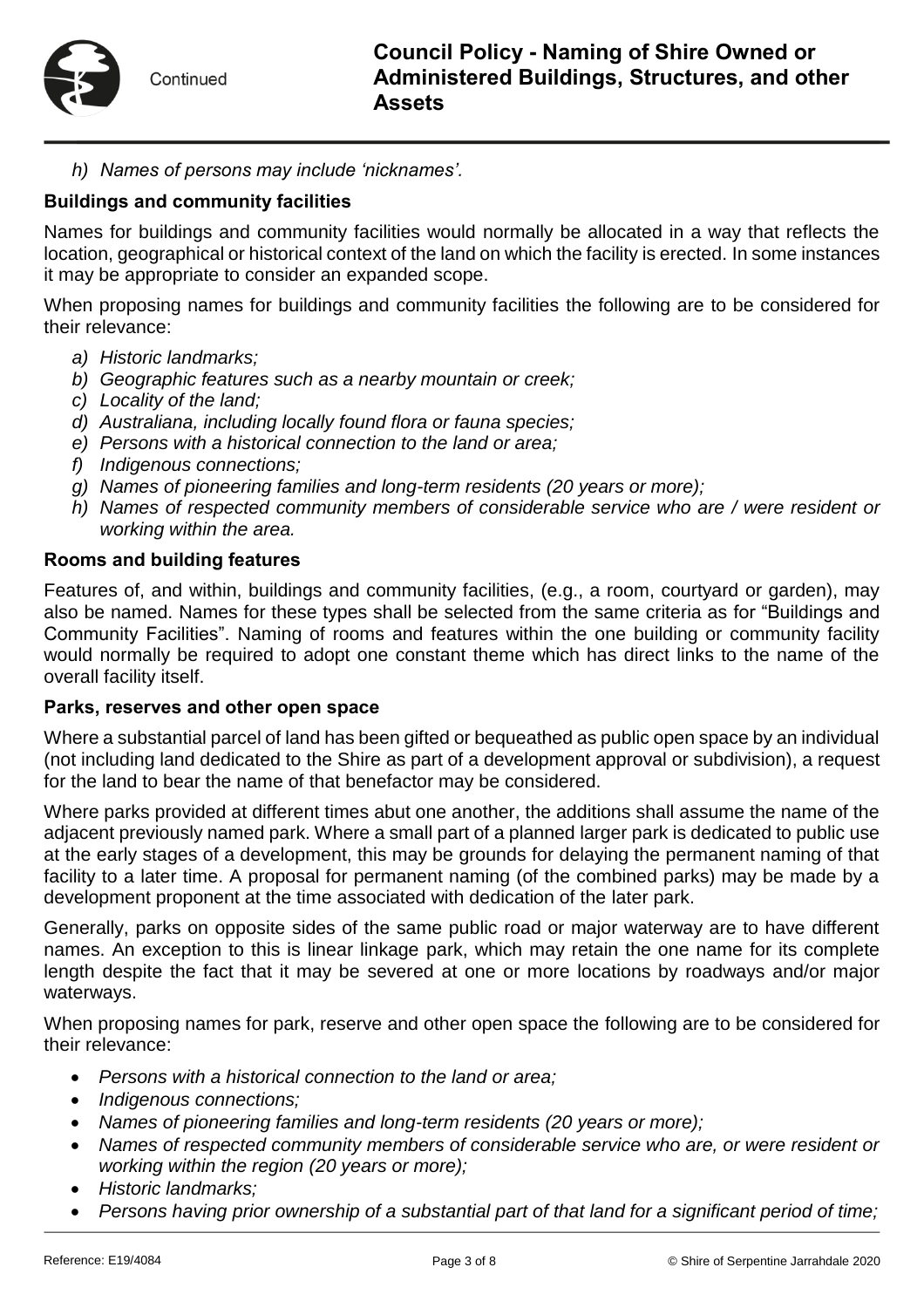*h) Names of persons may include 'nicknames'.*

**Buildings and community facilities**

Names for buildings and community facilities would normally be allocated in a way that reflects the location, geographical or historical context of the land on which the facility is erected. In some instances it may be appropriate to consider an expanded scope.

When proposing names for buildings and community facilities the following are to be considered for their relevance:

*a) Historic landmarks;*
*b) Geographic features such as a nearby mountain or creek;*
*c) Locality of the land;*
*d) Australiana, including locally found flora or fauna species;*
*e) Persons with a historical connection to the land or area;*
*f) Indigenous connections;*
*g) Names of pioneering families and long-term residents (20 years or more);*
*h) Names of respected community members of considerable service who are / were resident or working within the area.*

**Rooms and building features**

Features of, and within, buildings and community facilities, (e.g., a room, courtyard or garden), may also be named. Names for these types shall be selected from the same criteria as for "Buildings and Community Facilities". Naming of rooms and features within the one building or community facility would normally be required to adopt one constant theme which has direct links to the name of the overall facility itself.

**Parks, reserves and other open space**

Where a substantial parcel of land has been gifted or bequeathed as public open space by an individual (not including land dedicated to the Shire as part of a development approval or subdivision), a request for the land to bear the name of that benefactor may be considered.

Where parks provided at different times abut one another, the additions shall assume the name of the adjacent previously named park. Where a small part of a planned larger park is dedicated to public use at the early stages of a development, this may be grounds for delaying the permanent naming of that facility to a later time. A proposal for permanent naming (of the combined parks) may be made by a development proponent at the time associated with dedication of the later park.

Generally, parks on opposite sides of the same public road or major waterway are to have different names. An exception to this is linear linkage park, which may retain the one name for its complete length despite the fact that it may be severed at one or more locations by roadways and/or major waterways.

When proposing names for park, reserve and other open space the following are to be considered for their relevance:

- *Persons with a historical connection to the land or area;*
- *Indigenous connections;*
- *Names of pioneering families and long-term residents (20 years or more);*
- *Names of respected community members of considerable service who are, or were resident or working within the region (20 years or more);*
- *Historic landmarks;*
- *Persons having prior ownership of a substantial part of that land for a significant period of time;*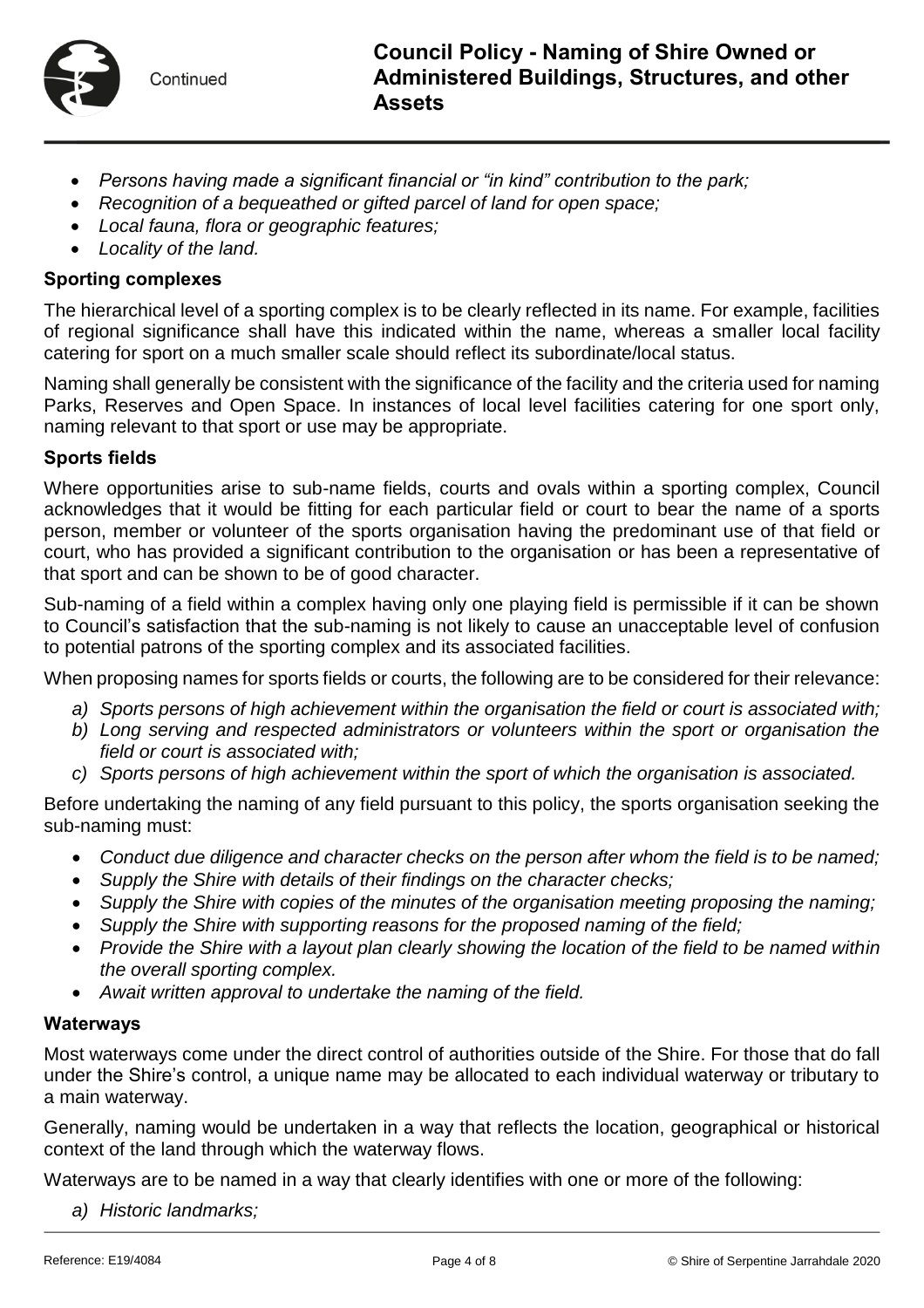- *Persons having made a significant financial or "in kind" contribution to the park;*
- *Recognition of a bequeathed or gifted parcel of land for open space;*
- *Local fauna, flora or geographic features;*
- *Locality of the land.*

**Sporting complexes**

The hierarchical level of a sporting complex is to be clearly reflected in its name. For example, facilities of regional significance shall have this indicated within the name, whereas a smaller local facility catering for sport on a much smaller scale should reflect its subordinate/local status.

Naming shall generally be consistent with the significance of the facility and the criteria used for naming Parks, Reserves and Open Space. In instances of local level facilities catering for one sport only, naming relevant to that sport or use may be appropriate.

**Sports fields**

Where opportunities arise to sub-name fields, courts and ovals within a sporting complex, Council acknowledges that it would be fitting for each particular field or court to bear the name of a sports person, member or volunteer of the sports organisation having the predominant use of that field or court, who has provided a significant contribution to the organisation or has been a representative of that sport and can be shown to be of good character.

Sub-naming of a field within a complex having only one playing field is permissible if it can be shown to Council's satisfaction that the sub-naming is not likely to cause an unacceptable level of confusion to potential patrons of the sporting complex and its associated facilities.

When proposing names for sports fields or courts, the following are to be considered for their relevance:

a) *Sports persons of high achievement within the organisation the field or court is associated with;*
b) *Long serving and respected administrators or volunteers within the sport or organisation the field or court is associated with;*
c) *Sports persons of high achievement within the sport of which the organisation is associated.*

Before undertaking the naming of any field pursuant to this policy, the sports organisation seeking the sub-naming must:

- *Conduct due diligence and character checks on the person after whom the field is to be named;*
- *Supply the Shire with details of their findings on the character checks;*
- *Supply the Shire with copies of the minutes of the organisation meeting proposing the naming;*
- *Supply the Shire with supporting reasons for the proposed naming of the field;*
- *Provide the Shire with a layout plan clearly showing the location of the field to be named within the overall sporting complex.*
- *Await written approval to undertake the naming of the field.*

**Waterways**

Most waterways come under the direct control of authorities outside of the Shire. For those that do fall under the Shire's control, a unique name may be allocated to each individual waterway or tributary to a main waterway.

Generally, naming would be undertaken in a way that reflects the location, geographical or historical context of the land through which the waterway flows.

Waterways are to be named in a way that clearly identifies with one or more of the following:

a) *Historic landmarks;*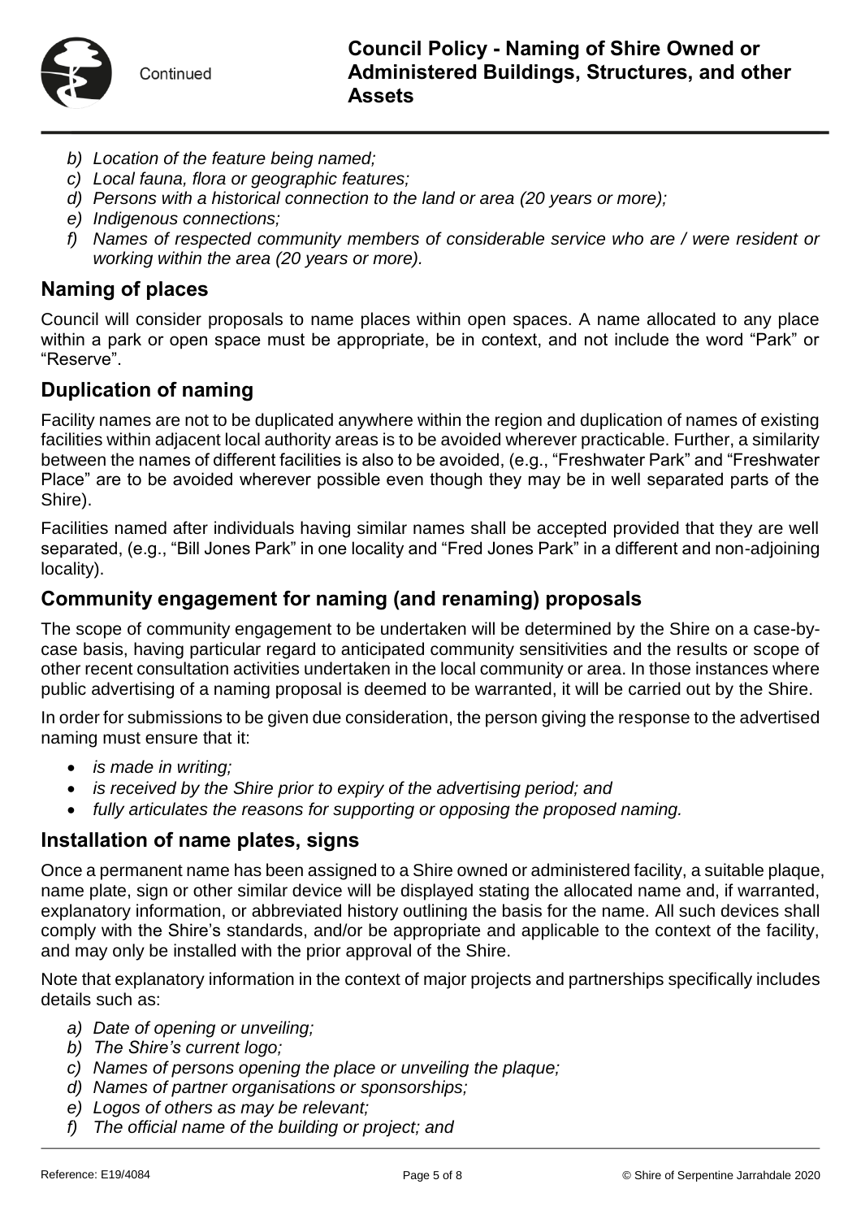*b) Location of the feature being named;*
*c) Local fauna, flora or geographic features;*
*d) Persons with a historical connection to the land or area (20 years or more);*
*e) Indigenous connections;*
*f) Names of respected community members of considerable service who are / were resident or working within the area (20 years or more).*

## Naming of places

Council will consider proposals to name places within open spaces. A name allocated to any place within a park or open space must be appropriate, be in context, and not include the word "Park" or "Reserve".

## Duplication of naming

Facility names are not to be duplicated anywhere within the region and duplication of names of existing facilities within adjacent local authority areas is to be avoided wherever practicable. Further, a similarity between the names of different facilities is also to be avoided, (e.g., "Freshwater Park" and "Freshwater Place" are to be avoided wherever possible even though they may be in well separated parts of the Shire).

Facilities named after individuals having similar names shall be accepted provided that they are well separated, (e.g., "Bill Jones Park" in one locality and "Fred Jones Park" in a different and non-adjoining locality).

## Community engagement for naming (and renaming) proposals

The scope of community engagement to be undertaken will be determined by the Shire on a case-by-case basis, having particular regard to anticipated community sensitivities and the results or scope of other recent consultation activities undertaken in the local community or area. In those instances where public advertising of a naming proposal is deemed to be warranted, it will be carried out by the Shire.

In order for submissions to be given due consideration, the person giving the response to the advertised naming must ensure that it:

- *is made in writing;*
- *is received by the Shire prior to expiry of the advertising period; and*
- *fully articulates the reasons for supporting or opposing the proposed naming.*

## Installation of name plates, signs

Once a permanent name has been assigned to a Shire owned or administered facility, a suitable plaque, name plate, sign or other similar device will be displayed stating the allocated name and, if warranted, explanatory information, or abbreviated history outlining the basis for the name. All such devices shall comply with the Shire's standards, and/or be appropriate and applicable to the context of the facility, and may only be installed with the prior approval of the Shire.

Note that explanatory information in the context of major projects and partnerships specifically includes details such as:

*a) Date of opening or unveiling;*
*b) The Shire's current logo;*
*c) Names of persons opening the place or unveiling the plaque;*
*d) Names of partner organisations or sponsorships;*
*e) Logos of others as may be relevant;*
*f) The official name of the building or project; and*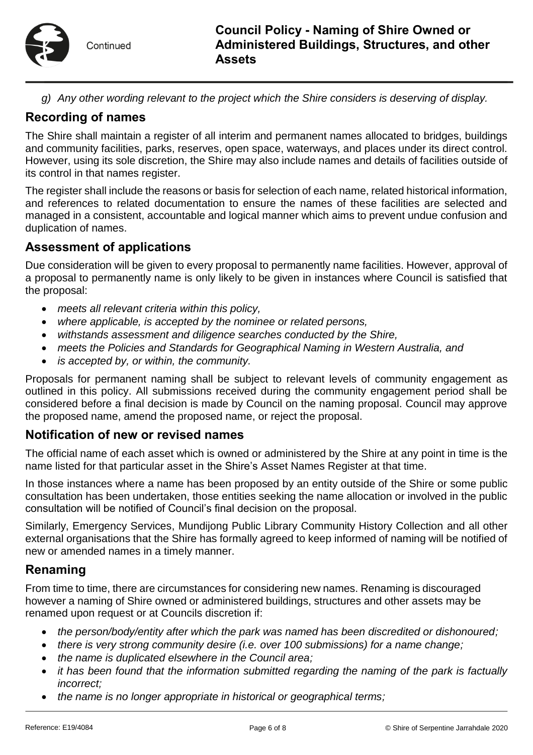*g) Any other wording relevant to the project which the Shire considers is deserving of display.*

## Recording of names

The Shire shall maintain a register of all interim and permanent names allocated to bridges, buildings and community facilities, parks, reserves, open space, waterways, and places under its direct control. However, using its sole discretion, the Shire may also include names and details of facilities outside of its control in that names register.

The register shall include the reasons or basis for selection of each name, related historical information, and references to related documentation to ensure the names of these facilities are selected and managed in a consistent, accountable and logical manner which aims to prevent undue confusion and duplication of names.

## Assessment of applications

Due consideration will be given to every proposal to permanently name facilities. However, approval of a proposal to permanently name is only likely to be given in instances where Council is satisfied that the proposal:

- *meets all relevant criteria within this policy,*
- *where applicable, is accepted by the nominee or related persons,*
- *withstands assessment and diligence searches conducted by the Shire,*
- *meets the Policies and Standards for Geographical Naming in Western Australia, and*
- *is accepted by, or within, the community.*

Proposals for permanent naming shall be subject to relevant levels of community engagement as outlined in this policy. All submissions received during the community engagement period shall be considered before a final decision is made by Council on the naming proposal. Council may approve the proposed name, amend the proposed name, or reject the proposal.

## Notification of new or revised names

The official name of each asset which is owned or administered by the Shire at any point in time is the name listed for that particular asset in the Shire's Asset Names Register at that time.

In those instances where a name has been proposed by an entity outside of the Shire or some public consultation has been undertaken, those entities seeking the name allocation or involved in the public consultation will be notified of Council's final decision on the proposal.

Similarly, Emergency Services, Mundijong Public Library Community History Collection and all other external organisations that the Shire has formally agreed to keep informed of naming will be notified of new or amended names in a timely manner.

## Renaming

From time to time, there are circumstances for considering new names. Renaming is discouraged however a naming of Shire owned or administered buildings, structures and other assets may be renamed upon request or at Councils discretion if:

- *the person/body/entity after which the park was named has been discredited or dishonoured;*
- *there is very strong community desire (i.e. over 100 submissions) for a name change;*
- *the name is duplicated elsewhere in the Council area;*
- *it has been found that the information submitted regarding the naming of the park is factually incorrect;*
- *the name is no longer appropriate in historical or geographical terms;*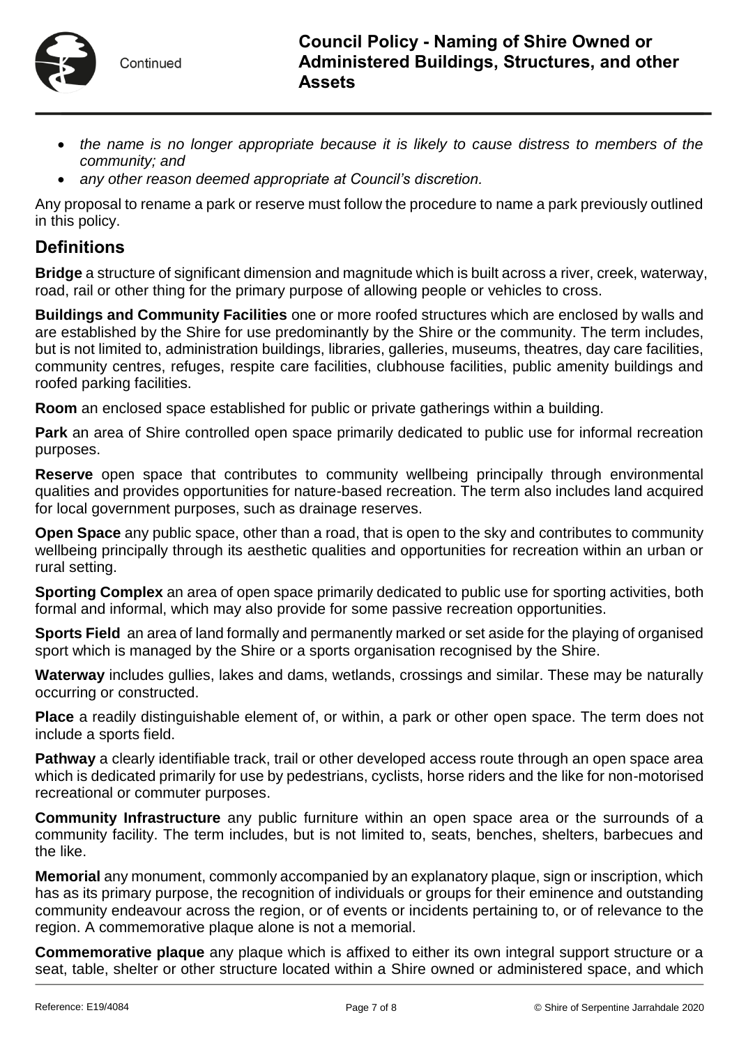- *the name is no longer appropriate because it is likely to cause distress to members of the community; and*
- *any other reason deemed appropriate at Council's discretion.*

Any proposal to rename a park or reserve must follow the procedure to name a park previously outlined in this policy.

## Definitions

**Bridge** a structure of significant dimension and magnitude which is built across a river, creek, waterway, road, rail or other thing for the primary purpose of allowing people or vehicles to cross.

**Buildings and Community Facilities** one or more roofed structures which are enclosed by walls and are established by the Shire for use predominantly by the Shire or the community. The term includes, but is not limited to, administration buildings, libraries, galleries, museums, theatres, day care facilities, community centres, refuges, respite care facilities, clubhouse facilities, public amenity buildings and roofed parking facilities.

**Room** an enclosed space established for public or private gatherings within a building.

**Park** an area of Shire controlled open space primarily dedicated to public use for informal recreation purposes.

**Reserve** open space that contributes to community wellbeing principally through environmental qualities and provides opportunities for nature-based recreation. The term also includes land acquired for local government purposes, such as drainage reserves.

**Open Space** any public space, other than a road, that is open to the sky and contributes to community wellbeing principally through its aesthetic qualities and opportunities for recreation within an urban or rural setting.

**Sporting Complex** an area of open space primarily dedicated to public use for sporting activities, both formal and informal, which may also provide for some passive recreation opportunities.

**Sports Field** an area of land formally and permanently marked or set aside for the playing of organised sport which is managed by the Shire or a sports organisation recognised by the Shire.

**Waterway** includes gullies, lakes and dams, wetlands, crossings and similar. These may be naturally occurring or constructed.

**Place** a readily distinguishable element of, or within, a park or other open space. The term does not include a sports field.

**Pathway** a clearly identifiable track, trail or other developed access route through an open space area which is dedicated primarily for use by pedestrians, cyclists, horse riders and the like for non-motorised recreational or commuter purposes.

**Community Infrastructure** any public furniture within an open space area or the surrounds of a community facility. The term includes, but is not limited to, seats, benches, shelters, barbecues and the like.

**Memorial** any monument, commonly accompanied by an explanatory plaque, sign or inscription, which has as its primary purpose, the recognition of individuals or groups for their eminence and outstanding community endeavour across the region, or of events or incidents pertaining to, or of relevance to the region. A commemorative plaque alone is not a memorial.

**Commemorative plaque** any plaque which is affixed to either its own integral support structure or a seat, table, shelter or other structure located within a Shire owned or administered space, and which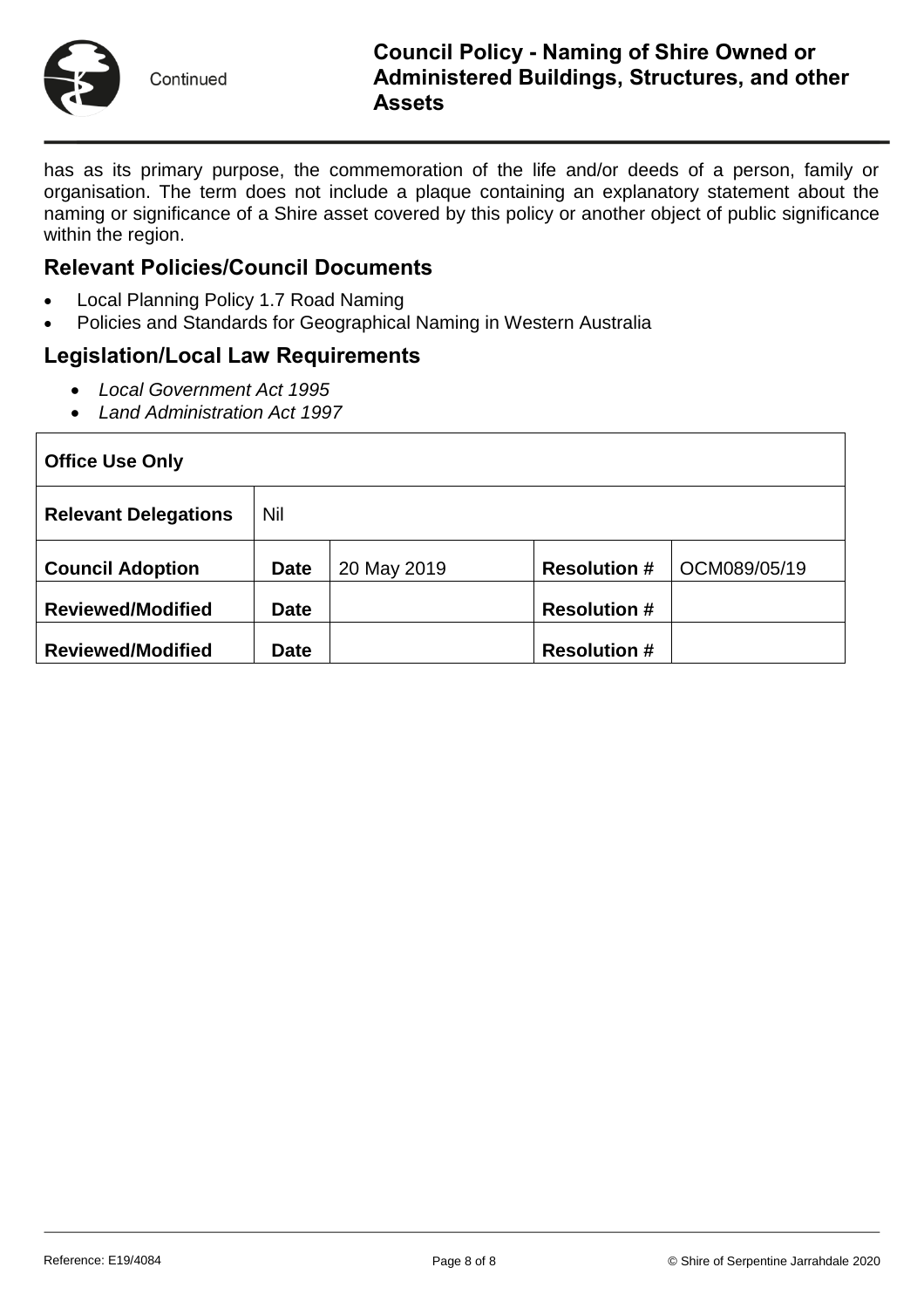has as its primary purpose, the commemoration of the life and/or deeds of a person, family or organisation. The term does not include a plaque containing an explanatory statement about the naming or significance of a Shire asset covered by this policy or another object of public significance within the region.

## Relevant Policies/Council Documents

- Local Planning Policy 1.7 Road Naming
- Policies and Standards for Geographical Naming in Western Australia

## Legislation/Local Law Requirements

- *Local Government Act 1995*
- *Land Administration Act 1997*

| **Office Use Only** | | | | |
|---|---|---|---|---|
| **Relevant Delegations** | Nil | | | |
| **Council Adoption** | **Date** | 20 May 2019 | **Resolution #** | OCM089/05/19 |
| **Reviewed/Modified** | **Date** | | **Resolution #** | |
| **Reviewed/Modified** | **Date** | | **Resolution #** | |

Reference: E19/4084

© Shire of Serpentine Jarrahdale 2020